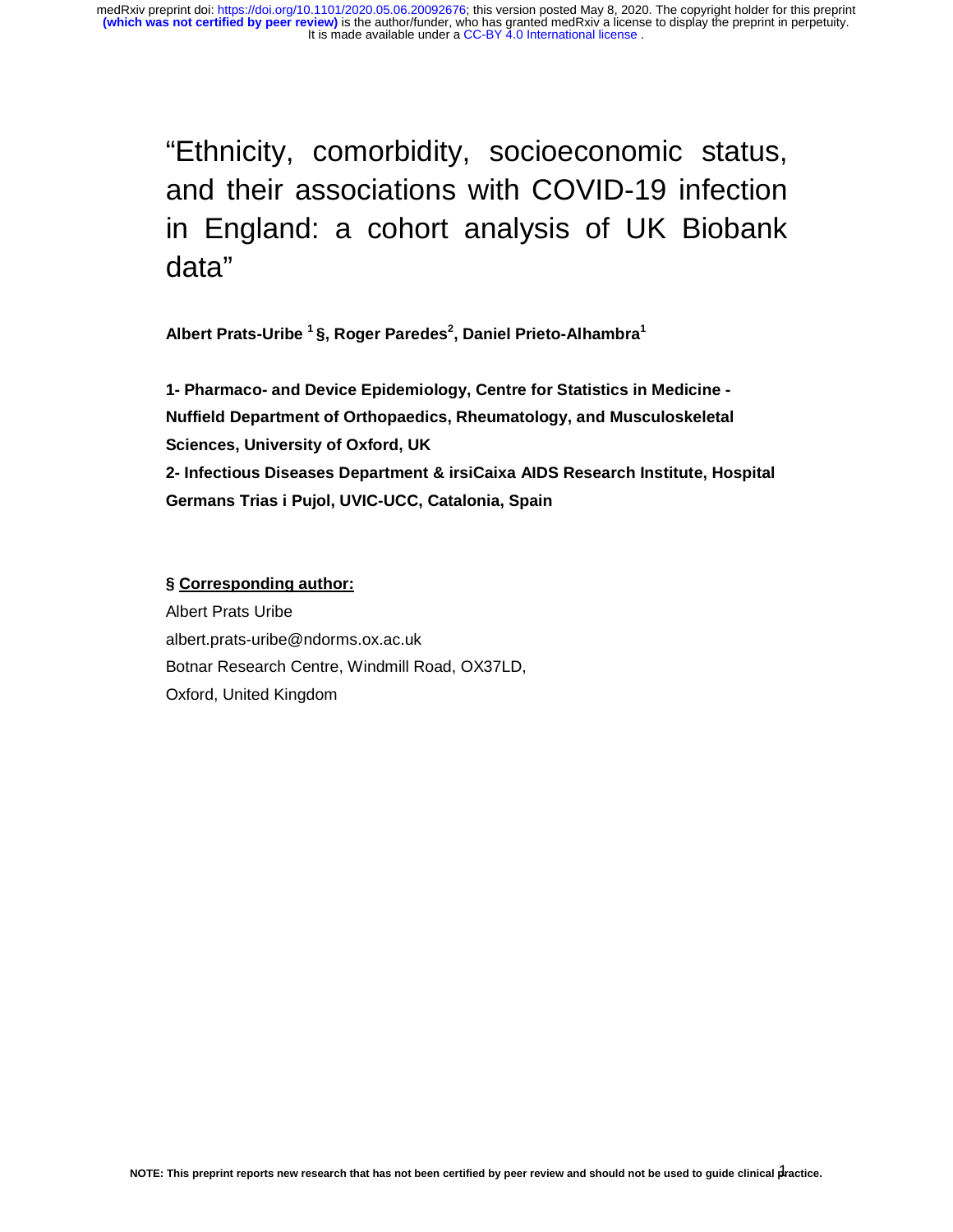# "Ethnicity, comorbidity, socioeconomic status, and their associations with COVID-19 infection in England: a cohort analysis of UK Biobank data"

**Albert Prats-Uribe [1] §, Roger Paredes[2], Daniel Prieto-Alhambra[1]**

**1- Pharmaco- and Device Epidemiology, Centre for Statistics in Medicine - Nuffield Department of Orthopaedics, Rheumatology, and Musculoskeletal Sciences, University of Oxford, UK**

**2- Infectious Diseases Department & irsiCaixa AIDS Research Institute, Hospital Germans Trias i Pujol, UVIC-UCC, Catalonia, Spain**

**§ Corresponding author:**

Albert Prats Uribe

albert.prats-uribe@ndorms.ox.ac.uk

Botnar Research Centre, Windmill Road, OX37LD,

Oxford, United Kingdom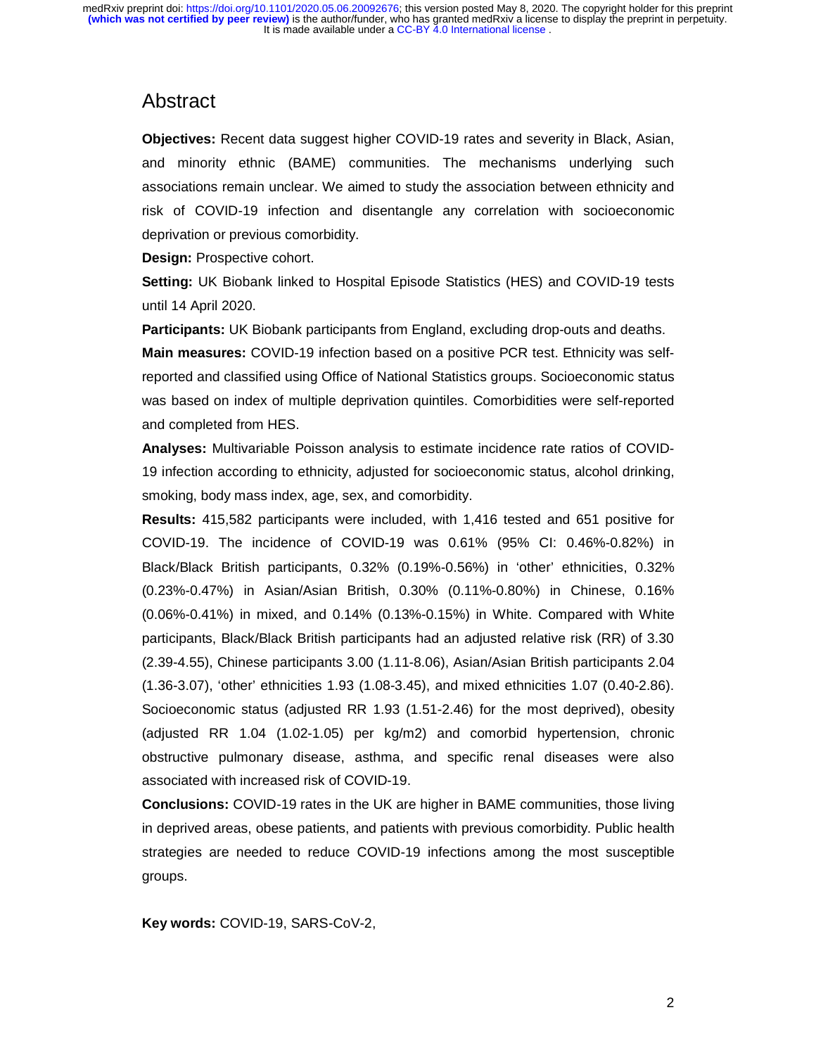# Abstract

**Objectives:** Recent data suggest higher COVID-19 rates and severity in Black, Asian, and minority ethnic (BAME) communities. The mechanisms underlying such associations remain unclear. We aimed to study the association between ethnicity and risk of COVID-19 infection and disentangle any correlation with socioeconomic deprivation or previous comorbidity.

**Design:** Prospective cohort.

**Setting:** UK Biobank linked to Hospital Episode Statistics (HES) and COVID-19 tests until 14 April 2020.

**Participants:** UK Biobank participants from England, excluding drop-outs and deaths.

**Main measures:** COVID-19 infection based on a positive PCR test. Ethnicity was self-reported and classified using Office of National Statistics groups. Socioeconomic status was based on index of multiple deprivation quintiles. Comorbidities were self-reported and completed from HES.

**Analyses:** Multivariable Poisson analysis to estimate incidence rate ratios of COVID-19 infection according to ethnicity, adjusted for socioeconomic status, alcohol drinking, smoking, body mass index, age, sex, and comorbidity.

**Results:** 415,582 participants were included, with 1,416 tested and 651 positive for COVID-19. The incidence of COVID-19 was 0.61% (95% CI: 0.46%-0.82%) in Black/Black British participants, 0.32% (0.19%-0.56%) in 'other' ethnicities, 0.32% (0.23%-0.47%) in Asian/Asian British, 0.30% (0.11%-0.80%) in Chinese, 0.16% (0.06%-0.41%) in mixed, and 0.14% (0.13%-0.15%) in White. Compared with White participants, Black/Black British participants had an adjusted relative risk (RR) of 3.30 (2.39-4.55), Chinese participants 3.00 (1.11-8.06), Asian/Asian British participants 2.04 (1.36-3.07), 'other' ethnicities 1.93 (1.08-3.45), and mixed ethnicities 1.07 (0.40-2.86). Socioeconomic status (adjusted RR 1.93 (1.51-2.46) for the most deprived), obesity (adjusted RR 1.04 (1.02-1.05) per kg/m2) and comorbid hypertension, chronic obstructive pulmonary disease, asthma, and specific renal diseases were also associated with increased risk of COVID-19.

**Conclusions:** COVID-19 rates in the UK are higher in BAME communities, those living in deprived areas, obese patients, and patients with previous comorbidity. Public health strategies are needed to reduce COVID-19 infections among the most susceptible groups.

**Key words:** COVID-19, SARS-CoV-2,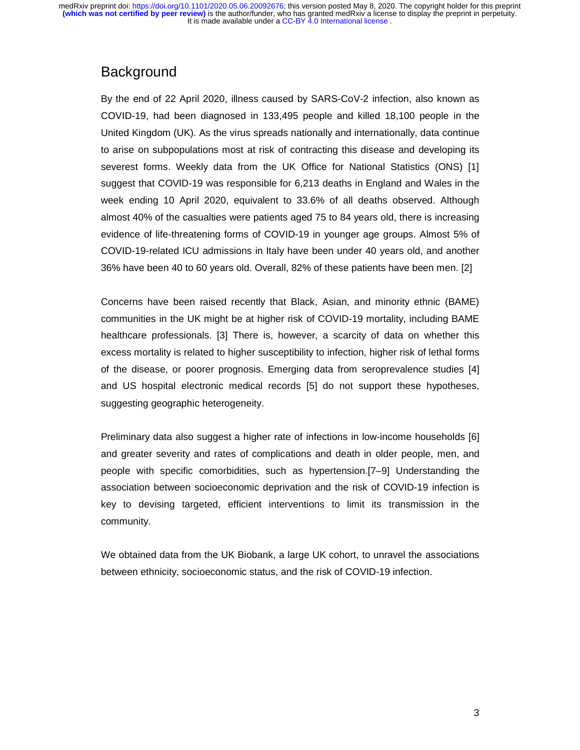## Background

By the end of 22 April 2020, illness caused by SARS-CoV-2 infection, also known as COVID-19, had been diagnosed in 133,495 people and killed 18,100 people in the United Kingdom (UK). As the virus spreads nationally and internationally, data continue to arise on subpopulations most at risk of contracting this disease and developing its severest forms. Weekly data from the UK Office for National Statistics (ONS) [1] suggest that COVID-19 was responsible for 6,213 deaths in England and Wales in the week ending 10 April 2020, equivalent to 33.6% of all deaths observed. Although almost 40% of the casualties were patients aged 75 to 84 years old, there is increasing evidence of life-threatening forms of COVID-19 in younger age groups. Almost 5% of COVID-19-related ICU admissions in Italy have been under 40 years old, and another 36% have been 40 to 60 years old. Overall, 82% of these patients have been men. [2]

Concerns have been raised recently that Black, Asian, and minority ethnic (BAME) communities in the UK might be at higher risk of COVID-19 mortality, including BAME healthcare professionals. [3] There is, however, a scarcity of data on whether this excess mortality is related to higher susceptibility to infection, higher risk of lethal forms of the disease, or poorer prognosis. Emerging data from seroprevalence studies [4] and US hospital electronic medical records [5] do not support these hypotheses, suggesting geographic heterogeneity.

Preliminary data also suggest a higher rate of infections in low-income households [6] and greater severity and rates of complications and death in older people, men, and people with specific comorbidities, such as hypertension.[7–9] Understanding the association between socioeconomic deprivation and the risk of COVID-19 infection is key to devising targeted, efficient interventions to limit its transmission in the community.

We obtained data from the UK Biobank, a large UK cohort, to unravel the associations between ethnicity, socioeconomic status, and the risk of COVID-19 infection.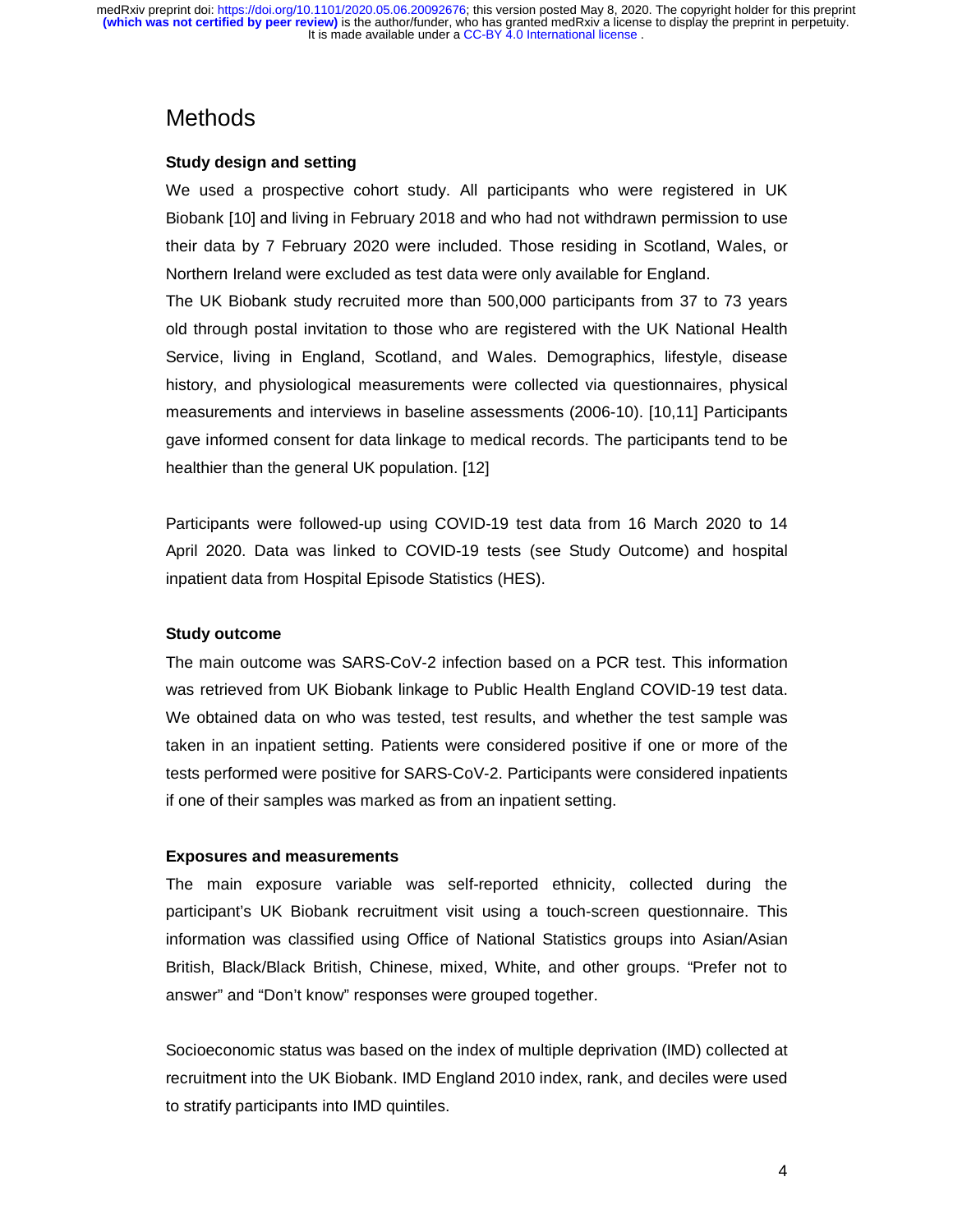# Methods

## Study design and setting

We used a prospective cohort study. All participants who were registered in UK Biobank [10] and living in February 2018 and who had not withdrawn permission to use their data by 7 February 2020 were included. Those residing in Scotland, Wales, or Northern Ireland were excluded as test data were only available for England.

The UK Biobank study recruited more than 500,000 participants from 37 to 73 years old through postal invitation to those who are registered with the UK National Health Service, living in England, Scotland, and Wales. Demographics, lifestyle, disease history, and physiological measurements were collected via questionnaires, physical measurements and interviews in baseline assessments (2006-10). [10,11] Participants gave informed consent for data linkage to medical records. The participants tend to be healthier than the general UK population. [12]

Participants were followed-up using COVID-19 test data from 16 March 2020 to 14 April 2020. Data was linked to COVID-19 tests (see Study Outcome) and hospital inpatient data from Hospital Episode Statistics (HES).

## Study outcome

The main outcome was SARS-CoV-2 infection based on a PCR test. This information was retrieved from UK Biobank linkage to Public Health England COVID-19 test data. We obtained data on who was tested, test results, and whether the test sample was taken in an inpatient setting. Patients were considered positive if one or more of the tests performed were positive for SARS-CoV-2. Participants were considered inpatients if one of their samples was marked as from an inpatient setting.

## Exposures and measurements

The main exposure variable was self-reported ethnicity, collected during the participant's UK Biobank recruitment visit using a touch-screen questionnaire. This information was classified using Office of National Statistics groups into Asian/Asian British, Black/Black British, Chinese, mixed, White, and other groups. "Prefer not to answer" and "Don't know" responses were grouped together.

Socioeconomic status was based on the index of multiple deprivation (IMD) collected at recruitment into the UK Biobank. IMD England 2010 index, rank, and deciles were used to stratify participants into IMD quintiles.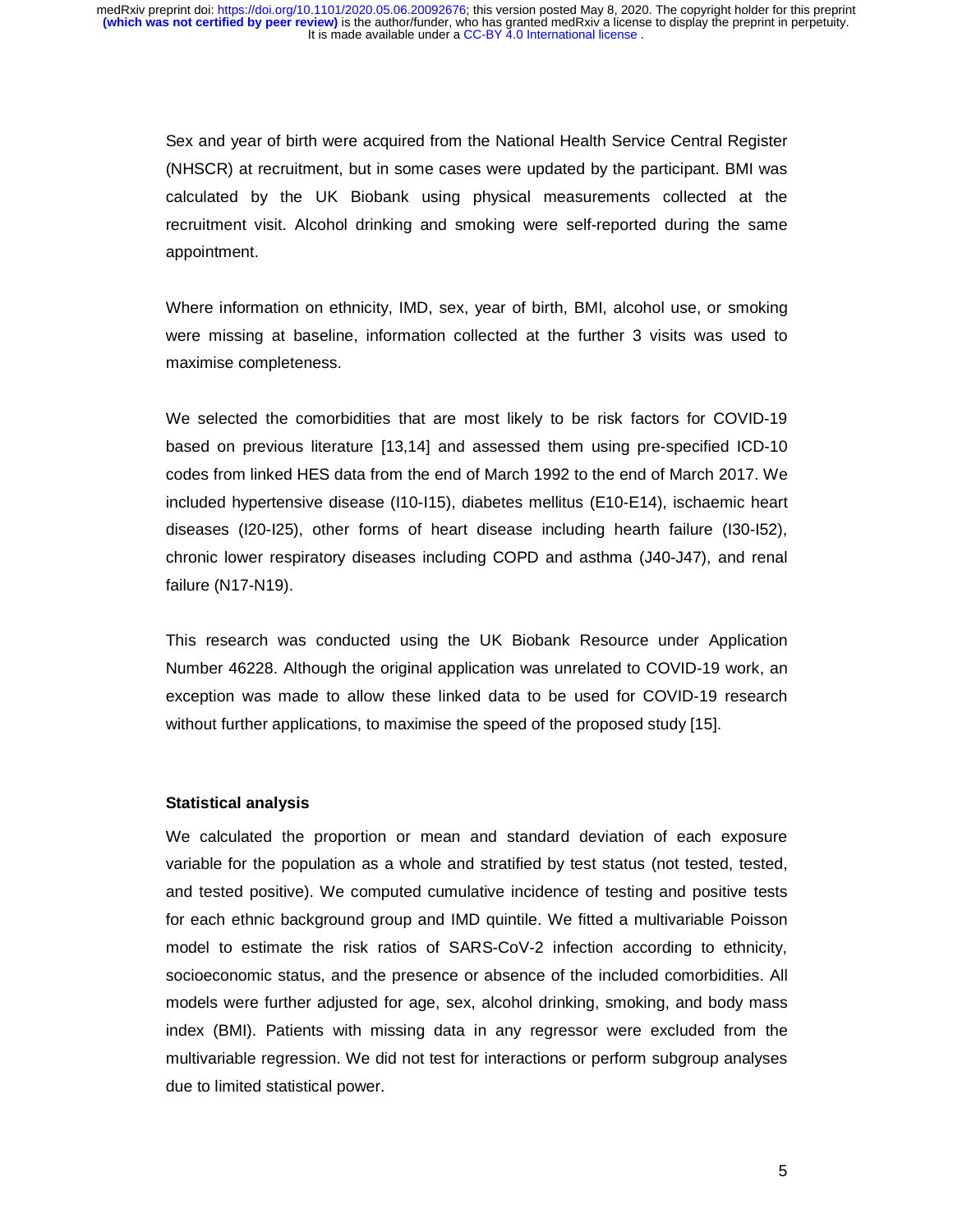Sex and year of birth were acquired from the National Health Service Central Register (NHSCR) at recruitment, but in some cases were updated by the participant. BMI was calculated by the UK Biobank using physical measurements collected at the recruitment visit. Alcohol drinking and smoking were self-reported during the same appointment.

Where information on ethnicity, IMD, sex, year of birth, BMI, alcohol use, or smoking were missing at baseline, information collected at the further 3 visits was used to maximise completeness.

We selected the comorbidities that are most likely to be risk factors for COVID-19 based on previous literature [13,14] and assessed them using pre-specified ICD-10 codes from linked HES data from the end of March 1992 to the end of March 2017. We included hypertensive disease (I10-I15), diabetes mellitus (E10-E14), ischaemic heart diseases (I20-I25), other forms of heart disease including hearth failure (I30-I52), chronic lower respiratory diseases including COPD and asthma (J40-J47), and renal failure (N17-N19).

This research was conducted using the UK Biobank Resource under Application Number 46228. Although the original application was unrelated to COVID-19 work, an exception was made to allow these linked data to be used for COVID-19 research without further applications, to maximise the speed of the proposed study [15].

**Statistical analysis**

We calculated the proportion or mean and standard deviation of each exposure variable for the population as a whole and stratified by test status (not tested, tested, and tested positive). We computed cumulative incidence of testing and positive tests for each ethnic background group and IMD quintile. We fitted a multivariable Poisson model to estimate the risk ratios of SARS-CoV-2 infection according to ethnicity, socioeconomic status, and the presence or absence of the included comorbidities. All models were further adjusted for age, sex, alcohol drinking, smoking, and body mass index (BMI). Patients with missing data in any regressor were excluded from the multivariable regression. We did not test for interactions or perform subgroup analyses due to limited statistical power.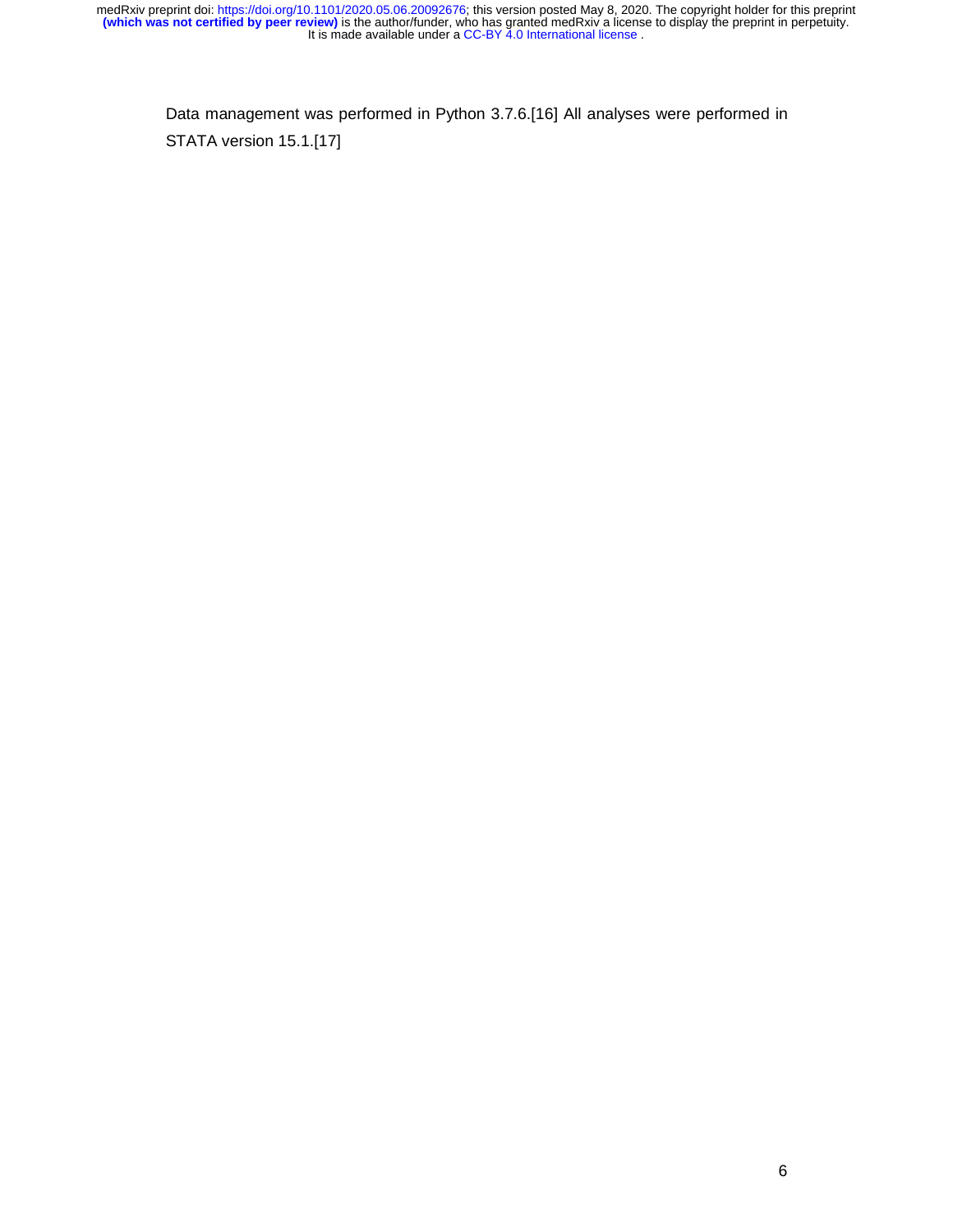Data management was performed in Python 3.7.6.[16] All analyses were performed in STATA version 15.1.[17]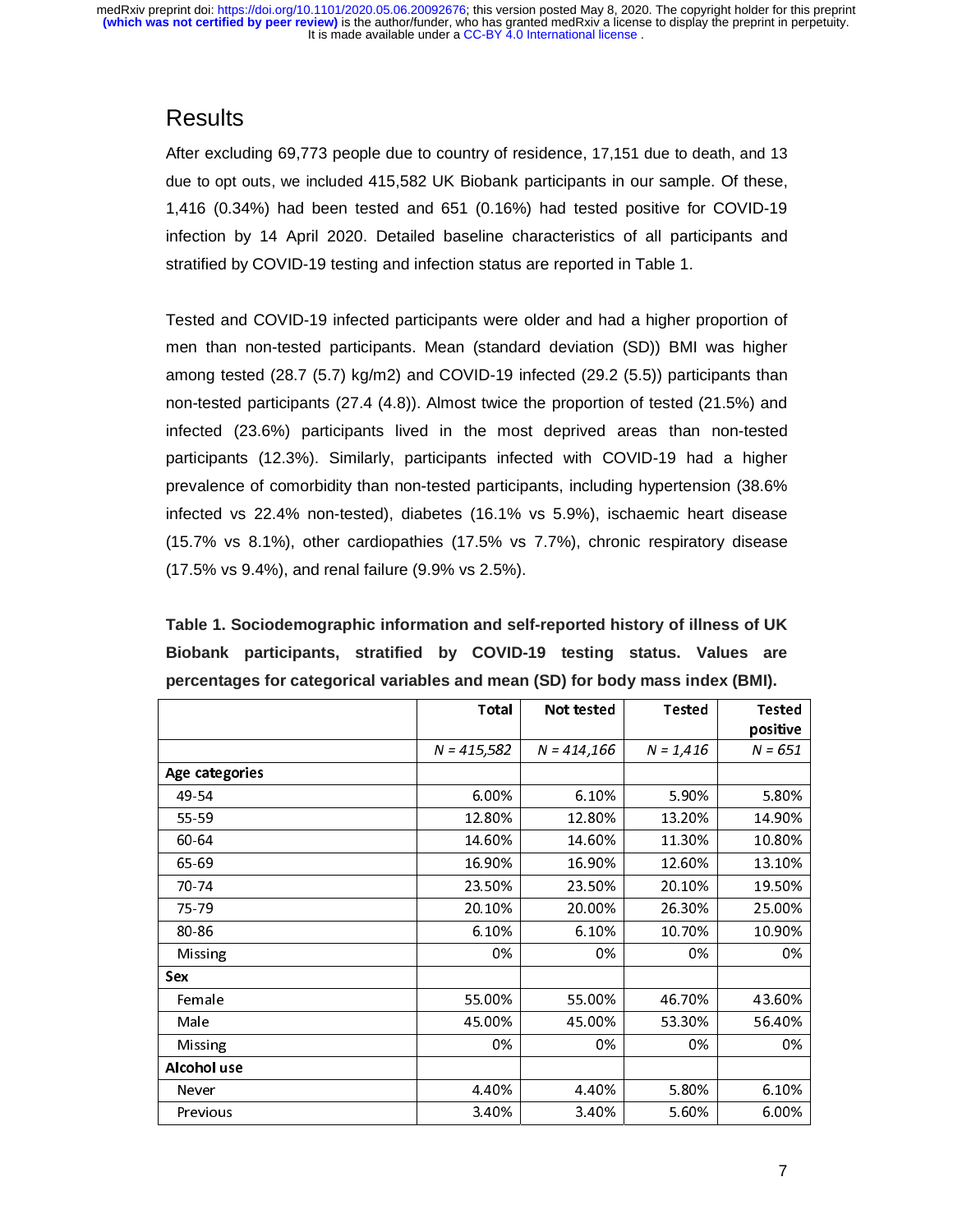## Results

After excluding 69,773 people due to country of residence, 17,151 due to death, and 13 due to opt outs, we included 415,582 UK Biobank participants in our sample. Of these, 1,416 (0.34%) had been tested and 651 (0.16%) had tested positive for COVID-19 infection by 14 April 2020. Detailed baseline characteristics of all participants and stratified by COVID-19 testing and infection status are reported in Table 1.

Tested and COVID-19 infected participants were older and had a higher proportion of men than non-tested participants. Mean (standard deviation (SD)) BMI was higher among tested (28.7 (5.7) kg/m2) and COVID-19 infected (29.2 (5.5)) participants than non-tested participants (27.4 (4.8)). Almost twice the proportion of tested (21.5%) and infected (23.6%) participants lived in the most deprived areas than non-tested participants (12.3%). Similarly, participants infected with COVID-19 had a higher prevalence of comorbidity than non-tested participants, including hypertension (38.6% infected vs 22.4% non-tested), diabetes (16.1% vs 5.9%), ischaemic heart disease (15.7% vs 8.1%), other cardiopathies (17.5% vs 7.7%), chronic respiratory disease (17.5% vs 9.4%), and renal failure (9.9% vs 2.5%).

**Table 1. Sociodemographic information and self-reported history of illness of UK Biobank participants, stratified by COVID-19 testing status. Values are percentages for categorical variables and mean (SD) for body mass index (BMI).**

| | Total | Not tested | Tested | Tested positive |
|---|---|---|---|---|
| | *N = 415,582* | *N = 414,166* | *N = 1,416* | *N = 651* |
| **Age categories** | | | | |
| 49-54 | 6.00% | 6.10% | 5.90% | 5.80% |
| 55-59 | 12.80% | 12.80% | 13.20% | 14.90% |
| 60-64 | 14.60% | 14.60% | 11.30% | 10.80% |
| 65-69 | 16.90% | 16.90% | 12.60% | 13.10% |
| 70-74 | 23.50% | 23.50% | 20.10% | 19.50% |
| 75-79 | 20.10% | 20.00% | 26.30% | 25.00% |
| 80-86 | 6.10% | 6.10% | 10.70% | 10.90% |
| Missing | 0% | 0% | 0% | 0% |
| **Sex** | | | | |
| Female | 55.00% | 55.00% | 46.70% | 43.60% |
| Male | 45.00% | 45.00% | 53.30% | 56.40% |
| Missing | 0% | 0% | 0% | 0% |
| **Alcohol use** | | | | |
| Never | 4.40% | 4.40% | 5.80% | 6.10% |
| Previous | 3.40% | 3.40% | 5.60% | 6.00% |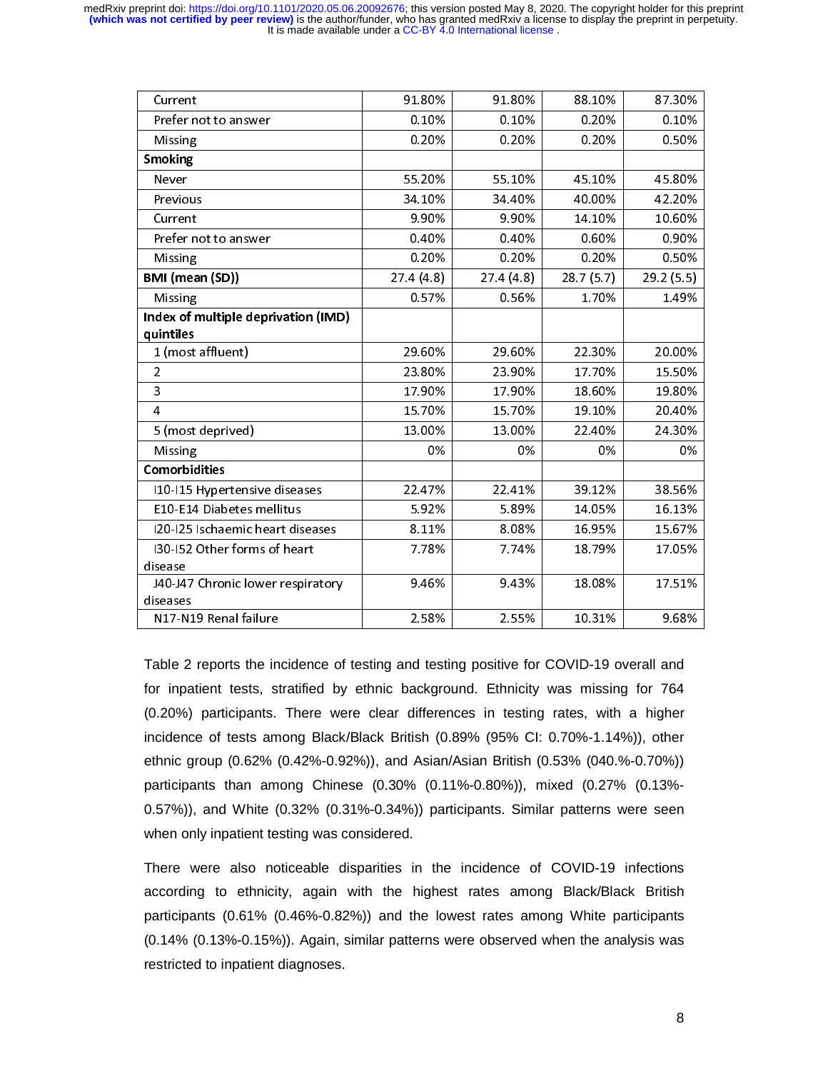| | | | | |
|---|---|---|---|---|
| Current | 91.80% | 91.80% | 88.10% | 87.30% |
| Prefer not to answer | 0.10% | 0.10% | 0.20% | 0.10% |
| Missing | 0.20% | 0.20% | 0.20% | 0.50% |
| **Smoking** | | | | |
| Never | 55.20% | 55.10% | 45.10% | 45.80% |
| Previous | 34.10% | 34.40% | 40.00% | 42.20% |
| Current | 9.90% | 9.90% | 14.10% | 10.60% |
| Prefer not to answer | 0.40% | 0.40% | 0.60% | 0.90% |
| Missing | 0.20% | 0.20% | 0.20% | 0.50% |
| **BMI (mean (SD))** | 27.4 (4.8) | 27.4 (4.8) | 28.7 (5.7) | 29.2 (5.5) |
| Missing | 0.57% | 0.56% | 1.70% | 1.49% |
| **Index of multiple deprivation (IMD) quintiles** | | | | |
| 1 (most affluent) | 29.60% | 29.60% | 22.30% | 20.00% |
| 2 | 23.80% | 23.90% | 17.70% | 15.50% |
| 3 | 17.90% | 17.90% | 18.60% | 19.80% |
| 4 | 15.70% | 15.70% | 19.10% | 20.40% |
| 5 (most deprived) | 13.00% | 13.00% | 22.40% | 24.30% |
| Missing | 0% | 0% | 0% | 0% |
| **Comorbidities** | | | | |
| I10-I15 Hypertensive diseases | 22.47% | 22.41% | 39.12% | 38.56% |
| E10-E14 Diabetes mellitus | 5.92% | 5.89% | 14.05% | 16.13% |
| I20-I25 Ischaemic heart diseases | 8.11% | 8.08% | 16.95% | 15.67% |
| I30-I52 Other forms of heart disease | 7.78% | 7.74% | 18.79% | 17.05% |
| J40-J47 Chronic lower respiratory diseases | 9.46% | 9.43% | 18.08% | 17.51% |
| N17-N19 Renal failure | 2.58% | 2.55% | 10.31% | 9.68% |

Table 2 reports the incidence of testing and testing positive for COVID-19 overall and for inpatient tests, stratified by ethnic background. Ethnicity was missing for 764 (0.20%) participants. There were clear differences in testing rates, with a higher incidence of tests among Black/Black British (0.89% (95% CI: 0.70%-1.14%)), other ethnic group (0.62% (0.42%-0.92%)), and Asian/Asian British (0.53% (040.%-0.70%)) participants than among Chinese (0.30% (0.11%-0.80%)), mixed (0.27% (0.13%-0.57%)), and White (0.32% (0.31%-0.34%)) participants. Similar patterns were seen when only inpatient testing was considered.

There were also noticeable disparities in the incidence of COVID-19 infections according to ethnicity, again with the highest rates among Black/Black British participants (0.61% (0.46%-0.82%)) and the lowest rates among White participants (0.14% (0.13%-0.15%)). Again, similar patterns were observed when the analysis was restricted to inpatient diagnoses.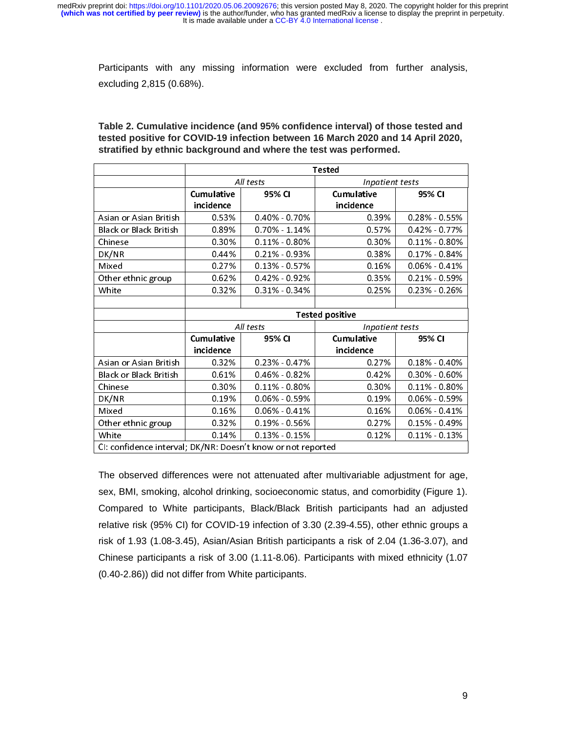Participants with any missing information were excluded from further analysis, excluding 2,815 (0.68%).

**Table 2. Cumulative incidence (and 95% confidence interval) of those tested and tested positive for COVID-19 infection between 16 March 2020 and 14 April 2020, stratified by ethnic background and where the test was performed.**

| | **Tested** | | | |
|---|---|---|---|---|
| | *All tests* | | *Inpatient tests* | |
| | **Cumulative incidence** | **95% CI** | **Cumulative incidence** | **95% CI** |
| Asian or Asian British | 0.53% | 0.40% - 0.70% | 0.39% | 0.28% - 0.55% |
| Black or Black British | 0.89% | 0.70% - 1.14% | 0.57% | 0.42% - 0.77% |
| Chinese | 0.30% | 0.11% - 0.80% | 0.30% | 0.11% - 0.80% |
| DK/NR | 0.44% | 0.21% - 0.93% | 0.38% | 0.17% - 0.84% |
| Mixed | 0.27% | 0.13% - 0.57% | 0.16% | 0.06% - 0.41% |
| Other ethnic group | 0.62% | 0.42% - 0.92% | 0.35% | 0.21% - 0.59% |
| White | 0.32% | 0.31% - 0.34% | 0.25% | 0.23% - 0.26% |
| | | | | |
| | **Tested positive** | | | |
| | *All tests* | | *Inpatient tests* | |
| | **Cumulative incidence** | **95% CI** | **Cumulative incidence** | **95% CI** |
| Asian or Asian British | 0.32% | 0.23% - 0.47% | 0.27% | 0.18% - 0.40% |
| Black or Black British | 0.61% | 0.46% - 0.82% | 0.42% | 0.30% - 0.60% |
| Chinese | 0.30% | 0.11% - 0.80% | 0.30% | 0.11% - 0.80% |
| DK/NR | 0.19% | 0.06% - 0.59% | 0.19% | 0.06% - 0.59% |
| Mixed | 0.16% | 0.06% - 0.41% | 0.16% | 0.06% - 0.41% |
| Other ethnic group | 0.32% | 0.19% - 0.56% | 0.27% | 0.15% - 0.49% |
| White | 0.14% | 0.13% - 0.15% | 0.12% | 0.11% - 0.13% |

CI: confidence interval; DK/NR: Doesn't know or not reported

The observed differences were not attenuated after multivariable adjustment for age, sex, BMI, smoking, alcohol drinking, socioeconomic status, and comorbidity (Figure 1). Compared to White participants, Black/Black British participants had an adjusted relative risk (95% CI) for COVID-19 infection of 3.30 (2.39-4.55), other ethnic groups a risk of 1.93 (1.08-3.45), Asian/Asian British participants a risk of 2.04 (1.36-3.07), and Chinese participants a risk of 3.00 (1.11-8.06). Participants with mixed ethnicity (1.07 (0.40-2.86)) did not differ from White participants.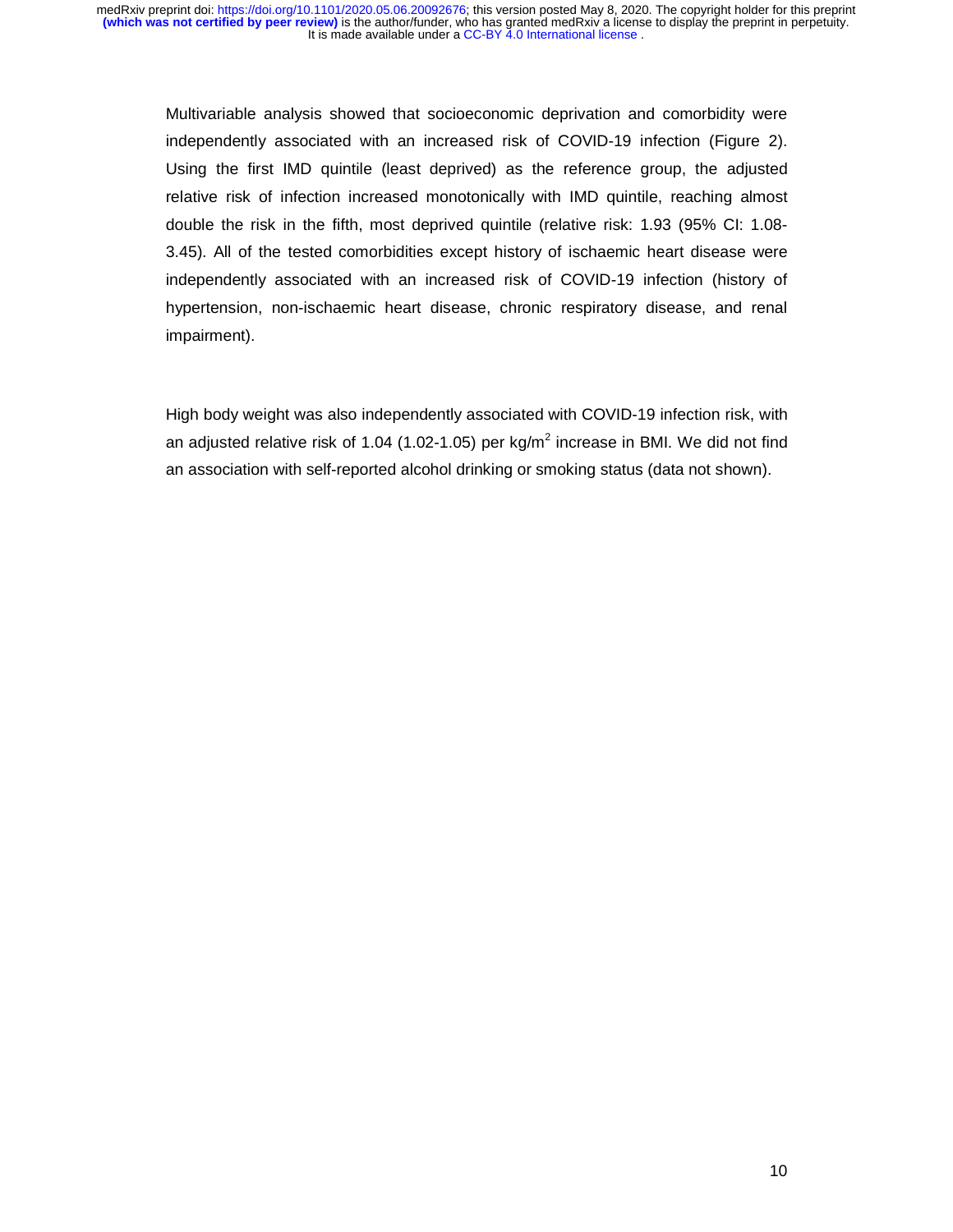Multivariable analysis showed that socioeconomic deprivation and comorbidity were independently associated with an increased risk of COVID-19 infection (Figure 2). Using the first IMD quintile (least deprived) as the reference group, the adjusted relative risk of infection increased monotonically with IMD quintile, reaching almost double the risk in the fifth, most deprived quintile (relative risk: 1.93 (95% CI: 1.08-3.45). All of the tested comorbidities except history of ischaemic heart disease were independently associated with an increased risk of COVID-19 infection (history of hypertension, non-ischaemic heart disease, chronic respiratory disease, and renal impairment).

High body weight was also independently associated with COVID-19 infection risk, with an adjusted relative risk of 1.04 (1.02-1.05) per $kg/m^2$ increase in BMI. We did not find an association with self-reported alcohol drinking or smoking status (data not shown).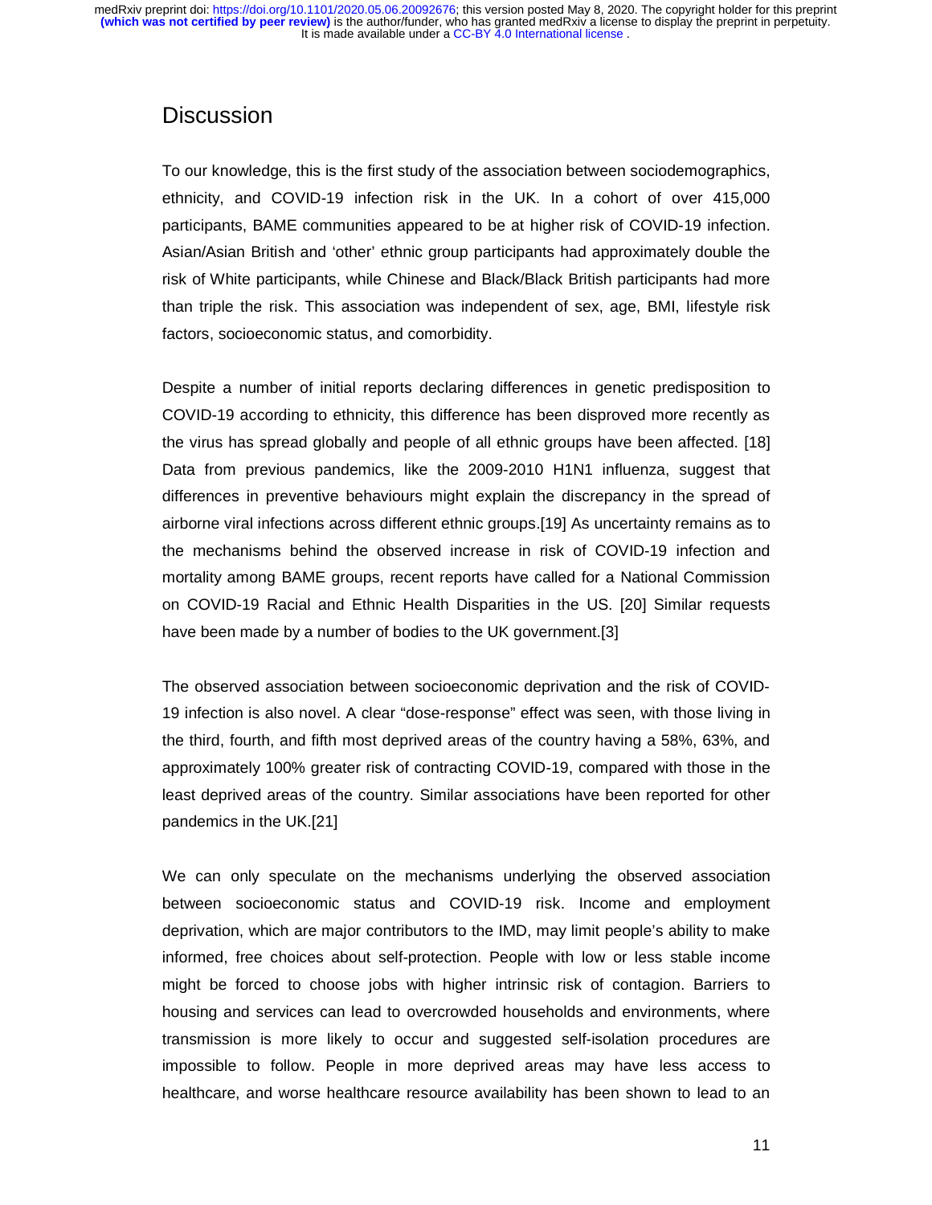## Discussion

To our knowledge, this is the first study of the association between sociodemographics, ethnicity, and COVID-19 infection risk in the UK. In a cohort of over 415,000 participants, BAME communities appeared to be at higher risk of COVID-19 infection. Asian/Asian British and 'other' ethnic group participants had approximately double the risk of White participants, while Chinese and Black/Black British participants had more than triple the risk. This association was independent of sex, age, BMI, lifestyle risk factors, socioeconomic status, and comorbidity.

Despite a number of initial reports declaring differences in genetic predisposition to COVID-19 according to ethnicity, this difference has been disproved more recently as the virus has spread globally and people of all ethnic groups have been affected. [18] Data from previous pandemics, like the 2009-2010 H1N1 influenza, suggest that differences in preventive behaviours might explain the discrepancy in the spread of airborne viral infections across different ethnic groups.[19] As uncertainty remains as to the mechanisms behind the observed increase in risk of COVID-19 infection and mortality among BAME groups, recent reports have called for a National Commission on COVID-19 Racial and Ethnic Health Disparities in the US. [20] Similar requests have been made by a number of bodies to the UK government.[3]

The observed association between socioeconomic deprivation and the risk of COVID-19 infection is also novel. A clear "dose-response" effect was seen, with those living in the third, fourth, and fifth most deprived areas of the country having a 58%, 63%, and approximately 100% greater risk of contracting COVID-19, compared with those in the least deprived areas of the country. Similar associations have been reported for other pandemics in the UK.[21]

We can only speculate on the mechanisms underlying the observed association between socioeconomic status and COVID-19 risk. Income and employment deprivation, which are major contributors to the IMD, may limit people's ability to make informed, free choices about self-protection. People with low or less stable income might be forced to choose jobs with higher intrinsic risk of contagion. Barriers to housing and services can lead to overcrowded households and environments, where transmission is more likely to occur and suggested self-isolation procedures are impossible to follow. People in more deprived areas may have less access to healthcare, and worse healthcare resource availability has been shown to lead to an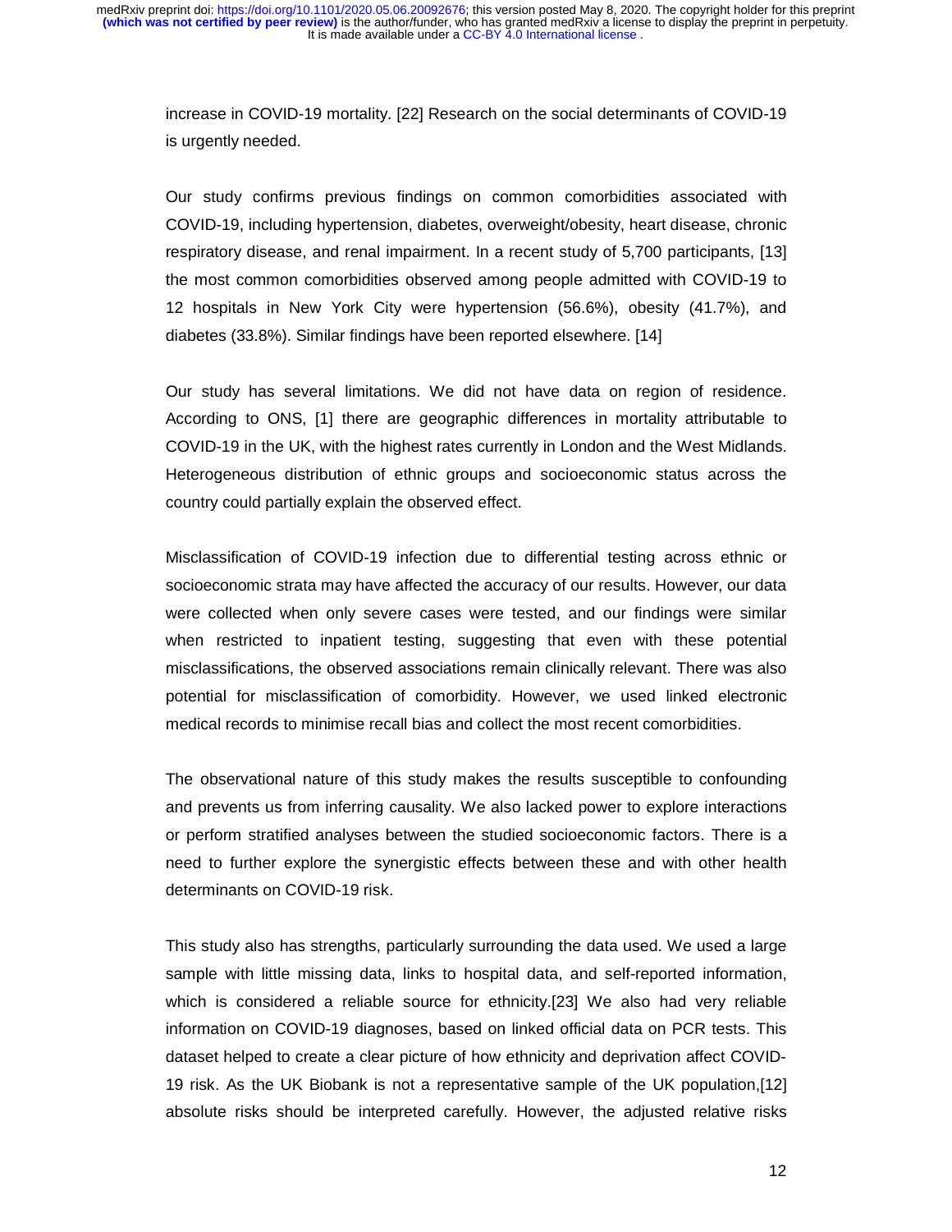increase in COVID-19 mortality. [22] Research on the social determinants of COVID-19 is urgently needed.

Our study confirms previous findings on common comorbidities associated with COVID-19, including hypertension, diabetes, overweight/obesity, heart disease, chronic respiratory disease, and renal impairment. In a recent study of 5,700 participants, [13] the most common comorbidities observed among people admitted with COVID-19 to 12 hospitals in New York City were hypertension (56.6%), obesity (41.7%), and diabetes (33.8%). Similar findings have been reported elsewhere. [14]

Our study has several limitations. We did not have data on region of residence. According to ONS, [1] there are geographic differences in mortality attributable to COVID-19 in the UK, with the highest rates currently in London and the West Midlands. Heterogeneous distribution of ethnic groups and socioeconomic status across the country could partially explain the observed effect.

Misclassification of COVID-19 infection due to differential testing across ethnic or socioeconomic strata may have affected the accuracy of our results. However, our data were collected when only severe cases were tested, and our findings were similar when restricted to inpatient testing, suggesting that even with these potential misclassifications, the observed associations remain clinically relevant. There was also potential for misclassification of comorbidity. However, we used linked electronic medical records to minimise recall bias and collect the most recent comorbidities.

The observational nature of this study makes the results susceptible to confounding and prevents us from inferring causality. We also lacked power to explore interactions or perform stratified analyses between the studied socioeconomic factors. There is a need to further explore the synergistic effects between these and with other health determinants on COVID-19 risk.

This study also has strengths, particularly surrounding the data used. We used a large sample with little missing data, links to hospital data, and self-reported information, which is considered a reliable source for ethnicity.[23] We also had very reliable information on COVID-19 diagnoses, based on linked official data on PCR tests. This dataset helped to create a clear picture of how ethnicity and deprivation affect COVID-19 risk. As the UK Biobank is not a representative sample of the UK population,[12] absolute risks should be interpreted carefully. However, the adjusted relative risks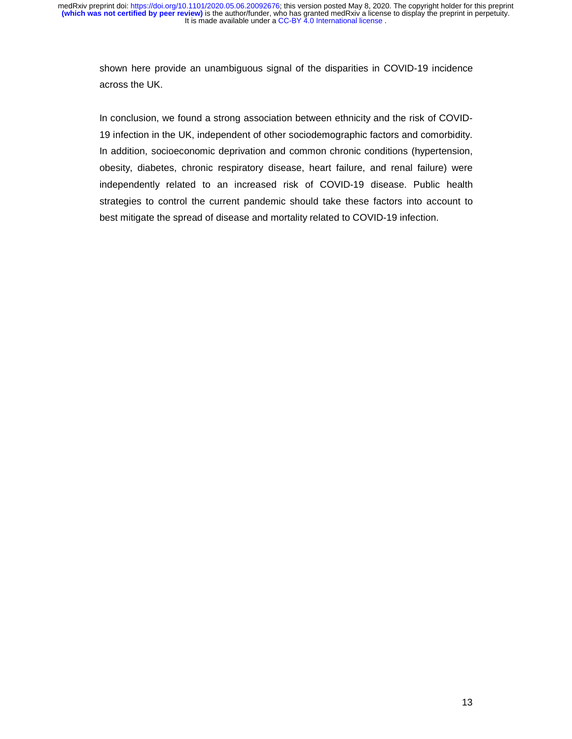shown here provide an unambiguous signal of the disparities in COVID-19 incidence across the UK.

In conclusion, we found a strong association between ethnicity and the risk of COVID-19 infection in the UK, independent of other sociodemographic factors and comorbidity. In addition, socioeconomic deprivation and common chronic conditions (hypertension, obesity, diabetes, chronic respiratory disease, heart failure, and renal failure) were independently related to an increased risk of COVID-19 disease. Public health strategies to control the current pandemic should take these factors into account to best mitigate the spread of disease and mortality related to COVID-19 infection.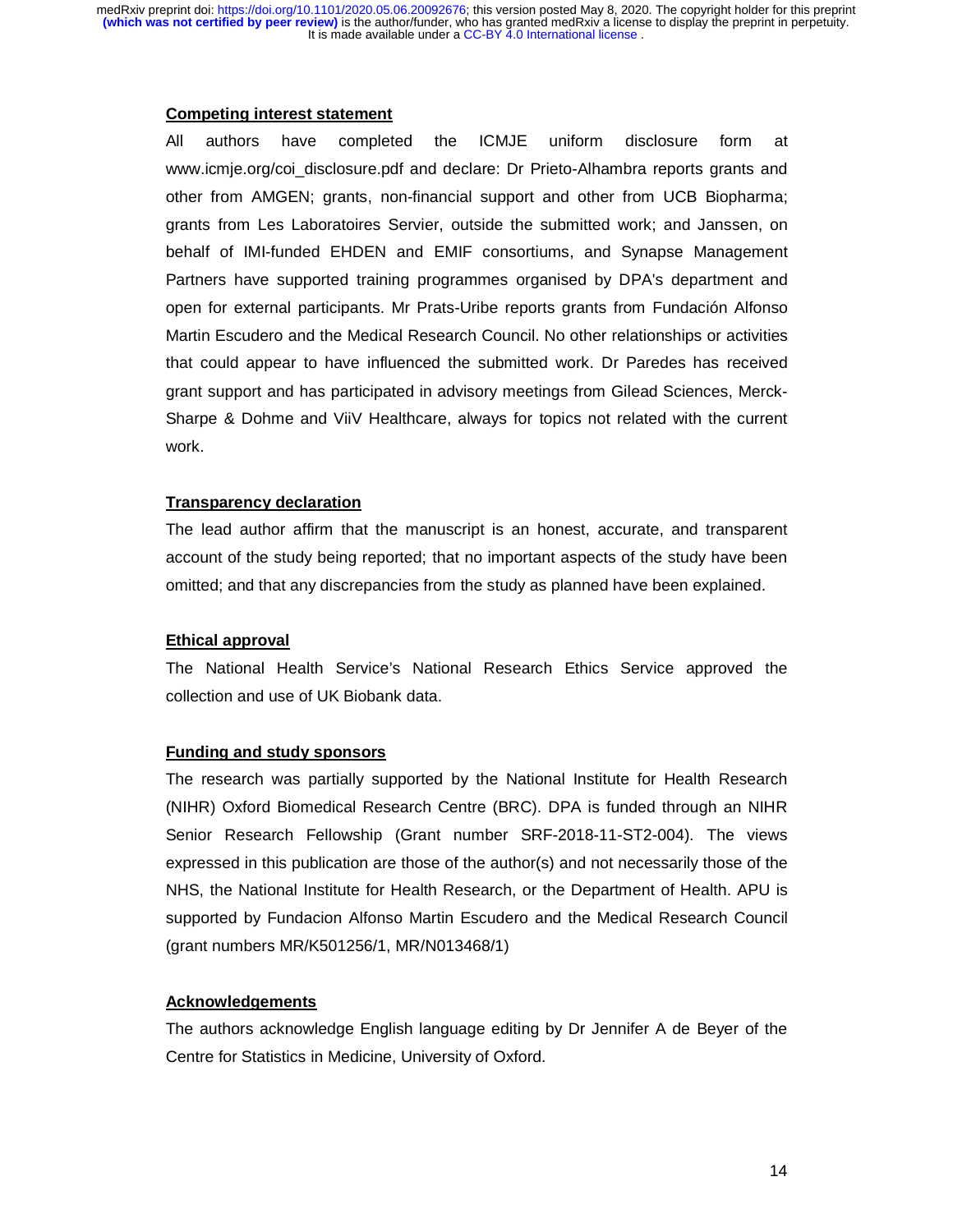## Competing interest statement

All authors have completed the ICMJE uniform disclosure form at www.icmje.org/coi_disclosure.pdf and declare: Dr Prieto-Alhambra reports grants and other from AMGEN; grants, non-financial support and other from UCB Biopharma; grants from Les Laboratoires Servier, outside the submitted work; and Janssen, on behalf of IMI-funded EHDEN and EMIF consortiums, and Synapse Management Partners have supported training programmes organised by DPA's department and open for external participants. Mr Prats-Uribe reports grants from Fundación Alfonso Martin Escudero and the Medical Research Council. No other relationships or activities that could appear to have influenced the submitted work. Dr Paredes has received grant support and has participated in advisory meetings from Gilead Sciences, Merck-Sharpe & Dohme and ViiV Healthcare, always for topics not related with the current work.

## Transparency declaration

The lead author affirm that the manuscript is an honest, accurate, and transparent account of the study being reported; that no important aspects of the study have been omitted; and that any discrepancies from the study as planned have been explained.

## Ethical approval

The National Health Service's National Research Ethics Service approved the collection and use of UK Biobank data.

## Funding and study sponsors

The research was partially supported by the National Institute for Health Research (NIHR) Oxford Biomedical Research Centre (BRC). DPA is funded through an NIHR Senior Research Fellowship (Grant number SRF-2018-11-ST2-004). The views expressed in this publication are those of the author(s) and not necessarily those of the NHS, the National Institute for Health Research, or the Department of Health. APU is supported by Fundacion Alfonso Martin Escudero and the Medical Research Council (grant numbers MR/K501256/1, MR/N013468/1)

## Acknowledgements

The authors acknowledge English language editing by Dr Jennifer A de Beyer of the Centre for Statistics in Medicine, University of Oxford.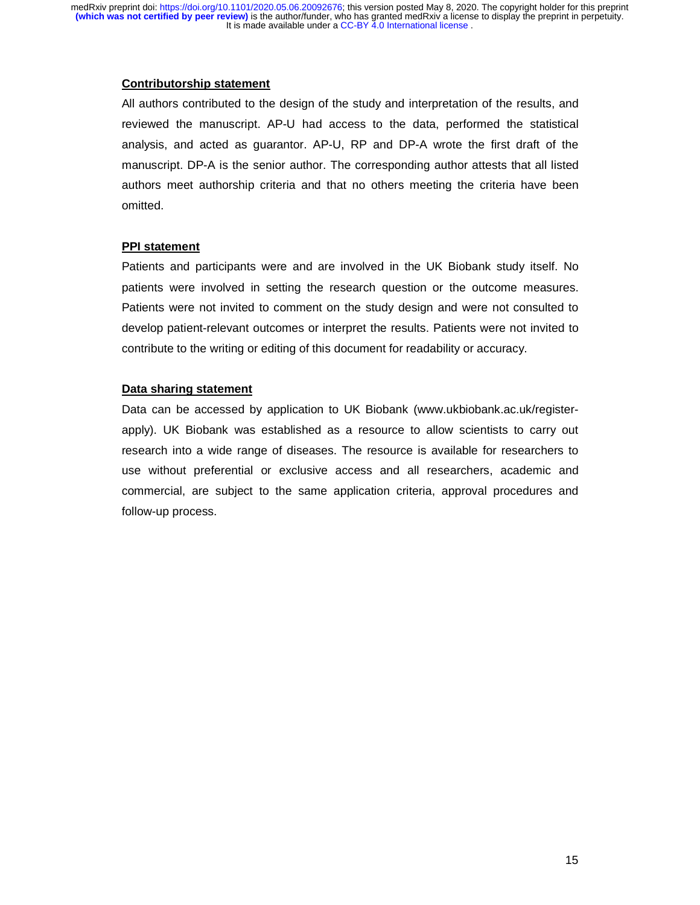## Contributorship statement

All authors contributed to the design of the study and interpretation of the results, and reviewed the manuscript. AP-U had access to the data, performed the statistical analysis, and acted as guarantor. AP-U, RP and DP-A wrote the first draft of the manuscript. DP-A is the senior author. The corresponding author attests that all listed authors meet authorship criteria and that no others meeting the criteria have been omitted.

## PPI statement

Patients and participants were and are involved in the UK Biobank study itself. No patients were involved in setting the research question or the outcome measures. Patients were not invited to comment on the study design and were not consulted to develop patient-relevant outcomes or interpret the results. Patients were not invited to contribute to the writing or editing of this document for readability or accuracy.

## Data sharing statement

Data can be accessed by application to UK Biobank (www.ukbiobank.ac.uk/register-apply). UK Biobank was established as a resource to allow scientists to carry out research into a wide range of diseases. The resource is available for researchers to use without preferential or exclusive access and all researchers, academic and commercial, are subject to the same application criteria, approval procedures and follow-up process.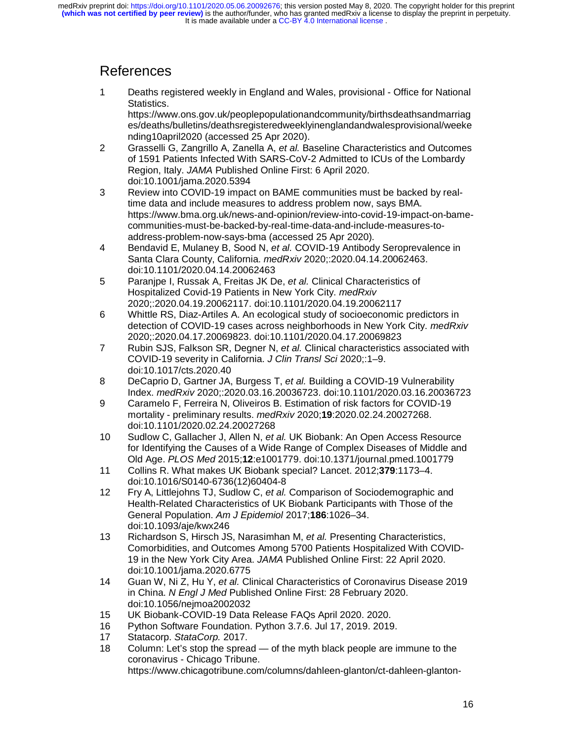# References

1. Deaths registered weekly in England and Wales, provisional - Office for National Statistics. https://www.ons.gov.uk/peoplepopulationandcommunity/birthsdeathsandmarriages/deaths/bulletins/deathsregisteredweeklyinenglandandwalesprovisional/weekending10april2020 (accessed 25 Apr 2020).
2. Grasselli G, Zangrillo A, Zanella A, *et al.* Baseline Characteristics and Outcomes of 1591 Patients Infected With SARS-CoV-2 Admitted to ICUs of the Lombardy Region, Italy. *JAMA* Published Online First: 6 April 2020. doi:10.1001/jama.2020.5394
3. Review into COVID-19 impact on BAME communities must be backed by real-time data and include measures to address problem now, says BMA. https://www.bma.org.uk/news-and-opinion/review-into-covid-19-impact-on-bame-communities-must-be-backed-by-real-time-data-and-include-measures-to-address-problem-now-says-bma (accessed 25 Apr 2020).
4. Bendavid E, Mulaney B, Sood N, *et al.* COVID-19 Antibody Seroprevalence in Santa Clara County, California. *medRxiv* 2020;:2020.04.14.20062463. doi:10.1101/2020.04.14.20062463
5. Paranjpe I, Russak A, Freitas JK De, *et al.* Clinical Characteristics of Hospitalized Covid-19 Patients in New York City. *medRxiv* 2020;:2020.04.19.20062117. doi:10.1101/2020.04.19.20062117
6. Whittle RS, Diaz-Artiles A. An ecological study of socioeconomic predictors in detection of COVID-19 cases across neighborhoods in New York City. *medRxiv* 2020;:2020.04.17.20069823. doi:10.1101/2020.04.17.20069823
7. Rubin SJS, Falkson SR, Degner N, *et al.* Clinical characteristics associated with COVID-19 severity in California. *J Clin Transl Sci* 2020;:1–9. doi:10.1017/cts.2020.40
8. DeCaprio D, Gartner JA, Burgess T, *et al.* Building a COVID-19 Vulnerability Index. *medRxiv* 2020;:2020.03.16.20036723. doi:10.1101/2020.03.16.20036723
9. Caramelo F, Ferreira N, Oliveiros B. Estimation of risk factors for COVID-19 mortality - preliminary results. *medRxiv* 2020;**19**:2020.02.24.20027268. doi:10.1101/2020.02.24.20027268
10. Sudlow C, Gallacher J, Allen N, *et al.* UK Biobank: An Open Access Resource for Identifying the Causes of a Wide Range of Complex Diseases of Middle and Old Age. *PLOS Med* 2015;**12**:e1001779. doi:10.1371/journal.pmed.1001779
11. Collins R. What makes UK Biobank special? Lancet. 2012;**379**:1173–4. doi:10.1016/S0140-6736(12)60404-8
12. Fry A, Littlejohns TJ, Sudlow C, *et al.* Comparison of Sociodemographic and Health-Related Characteristics of UK Biobank Participants with Those of the General Population. *Am J Epidemiol* 2017;**186**:1026–34. doi:10.1093/aje/kwx246
13. Richardson S, Hirsch JS, Narasimhan M, *et al.* Presenting Characteristics, Comorbidities, and Outcomes Among 5700 Patients Hospitalized With COVID-19 in the New York City Area. *JAMA* Published Online First: 22 April 2020. doi:10.1001/jama.2020.6775
14. Guan W, Ni Z, Hu Y, *et al.* Clinical Characteristics of Coronavirus Disease 2019 in China. *N Engl J Med* Published Online First: 28 February 2020. doi:10.1056/nejmoa2002032
15. UK Biobank-COVID-19 Data Release FAQs April 2020. 2020.
16. Python Software Foundation. Python 3.7.6. Jul 17, 2019. 2019.
17. Statacorp. *StataCorp.* 2017.
18. Column: Let's stop the spread — of the myth black people are immune to the coronavirus - Chicago Tribune. https://www.chicagotribune.com/columns/dahleen-glanton/ct-dahleen-glanton-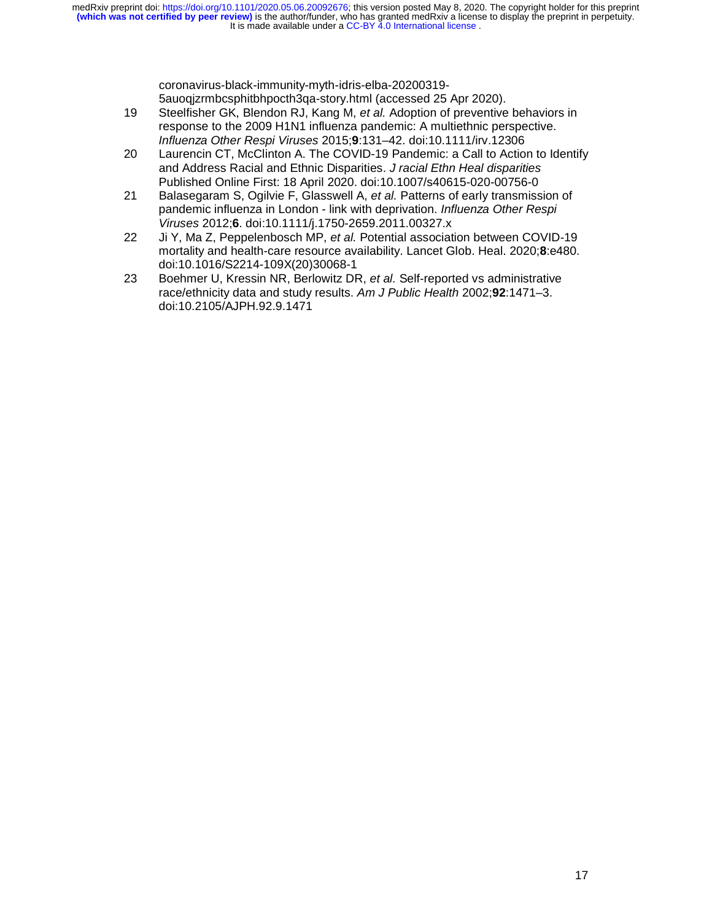coronavirus-black-immunity-myth-idris-elba-20200319-5auoqjzrmbcsphitbhpocth3qa-story.html (accessed 25 Apr 2020).

19 Steelfisher GK, Blendon RJ, Kang M, *et al.* Adoption of preventive behaviors in response to the 2009 H1N1 influenza pandemic: A multiethnic perspective. *Influenza Other Respi Viruses* 2015;**9**:131–42. doi:10.1111/irv.12306

20 Laurencin CT, McClinton A. The COVID-19 Pandemic: a Call to Action to Identify and Address Racial and Ethnic Disparities. *J racial Ethn Heal disparities* Published Online First: 18 April 2020. doi:10.1007/s40615-020-00756-0

21 Balasegaram S, Ogilvie F, Glasswell A, *et al.* Patterns of early transmission of pandemic influenza in London - link with deprivation. *Influenza Other Respi Viruses* 2012;**6**. doi:10.1111/j.1750-2659.2011.00327.x

22 Ji Y, Ma Z, Peppelenbosch MP, *et al.* Potential association between COVID-19 mortality and health-care resource availability. Lancet Glob. Heal. 2020;**8**:e480. doi:10.1016/S2214-109X(20)30068-1

23 Boehmer U, Kressin NR, Berlowitz DR, *et al.* Self-reported vs administrative race/ethnicity data and study results. *Am J Public Health* 2002;**92**:1471–3. doi:10.2105/AJPH.92.9.1471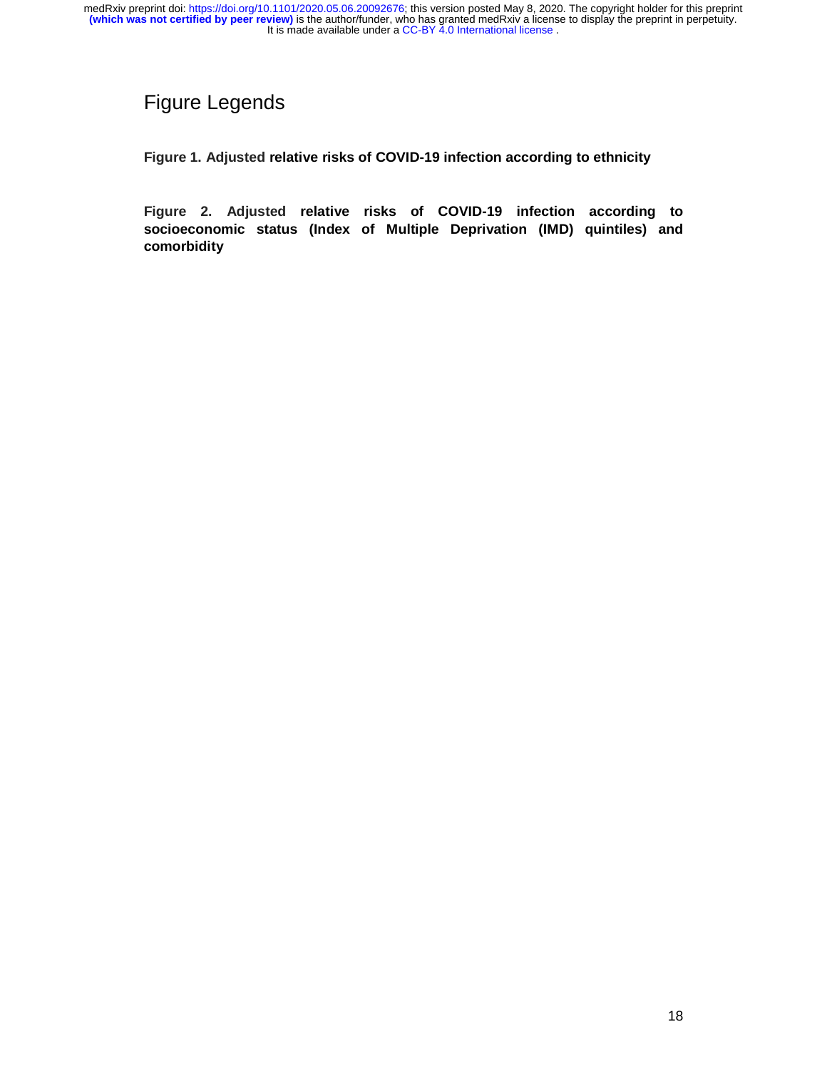# Figure Legends

**Figure 1. Adjusted relative risks of COVID-19 infection according to ethnicity**

**Figure 2. Adjusted relative risks of COVID-19 infection according to socioeconomic status (Index of Multiple Deprivation (IMD) quintiles) and comorbidity**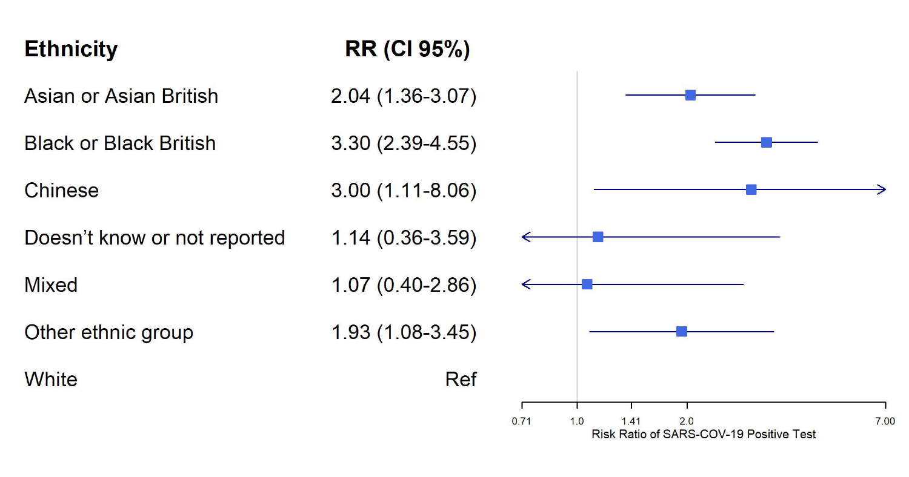| Ethnicity | RR (CI 95%) |
|---|---|
| Asian or Asian British | 2.04 (1.36-3.07) |
| Black or Black British | 3.30 (2.39-4.55) |
| Chinese | 3.00 (1.11-8.06) |
| Doesn't know or not reported | 1.14 (0.36-3.59) |
| Mixed | 1.07 (0.40-2.86) |
| Other ethnic group | 1.93 (1.08-3.45) |
| White | Ref |

Risk Ratio of SARS-COV-19 Positive Test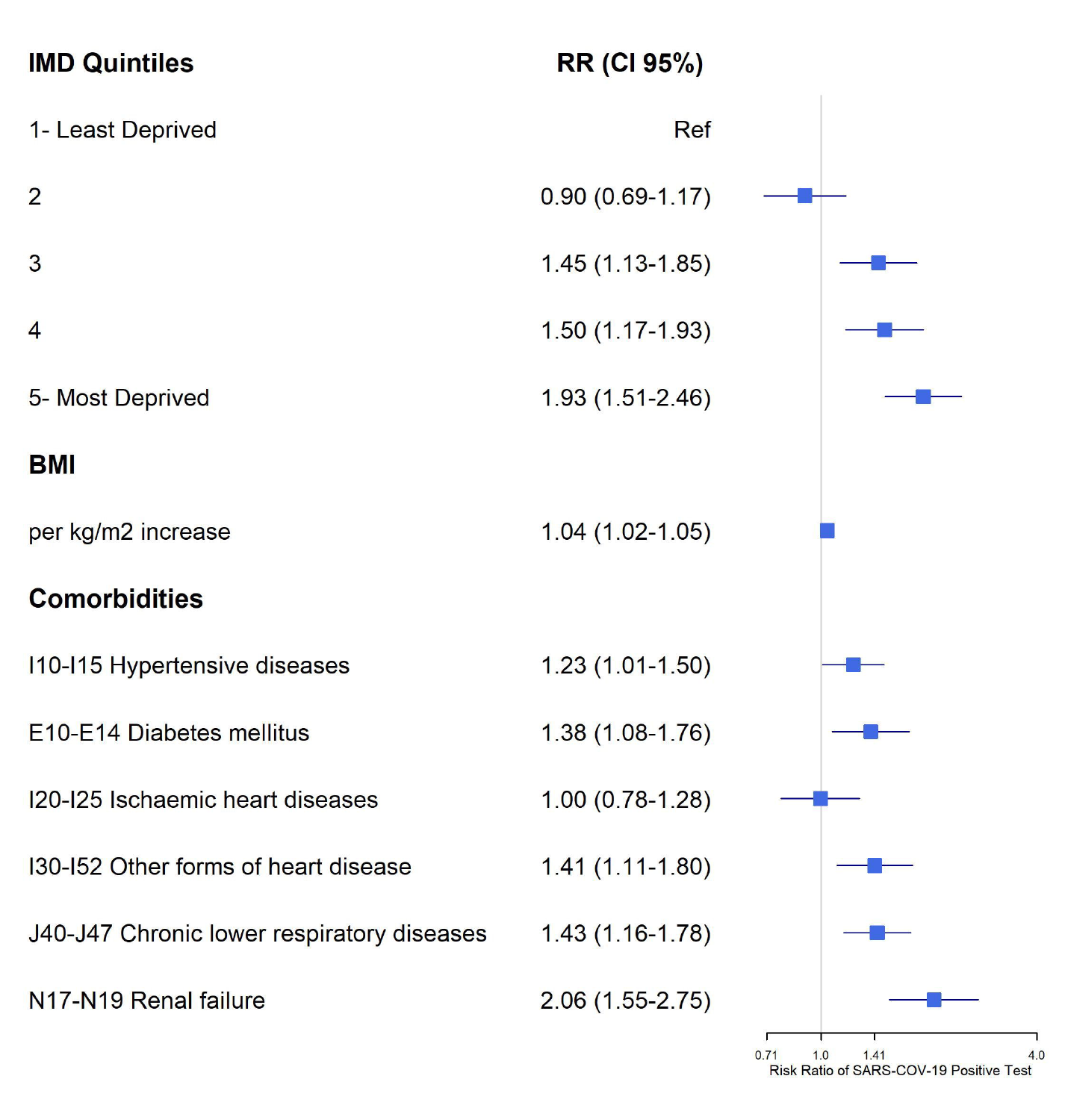IMD Quintiles

RR (CI 95%)

1- Least Deprived Ref

2 0.90 (0.69-1.17)

3 1.45 (1.13-1.85)

4 1.50 (1.17-1.93)

5- Most Deprived 1.93 (1.51-2.46)

BMI

per kg/m2 increase 1.04 (1.02-1.05)

Comorbidities

I10-I15 Hypertensive diseases 1.23 (1.01-1.50)

E10-E14 Diabetes mellitus 1.38 (1.08-1.76)

I20-I25 Ischaemic heart diseases 1.00 (0.78-1.28)

I30-I52 Other forms of heart disease 1.41 (1.11-1.80)

J40-J47 Chronic lower respiratory diseases 1.43 (1.16-1.78)

N17-N19 Renal failure 2.06 (1.55-2.75)

0.71 1.0 1.41 4.0

Risk Ratio of SARS-COV-19 Positive Test